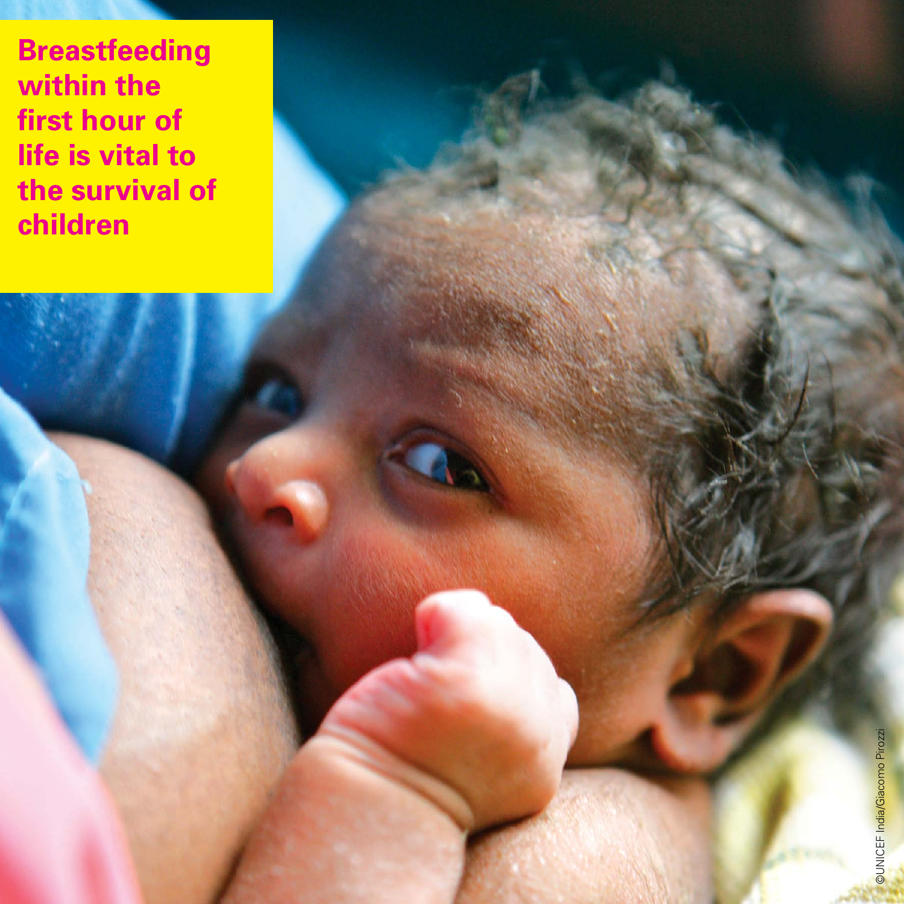**Breastfeeding within the first hour of life is vital to the survival of children**

©UNICEF India/Giacomo Pirozzi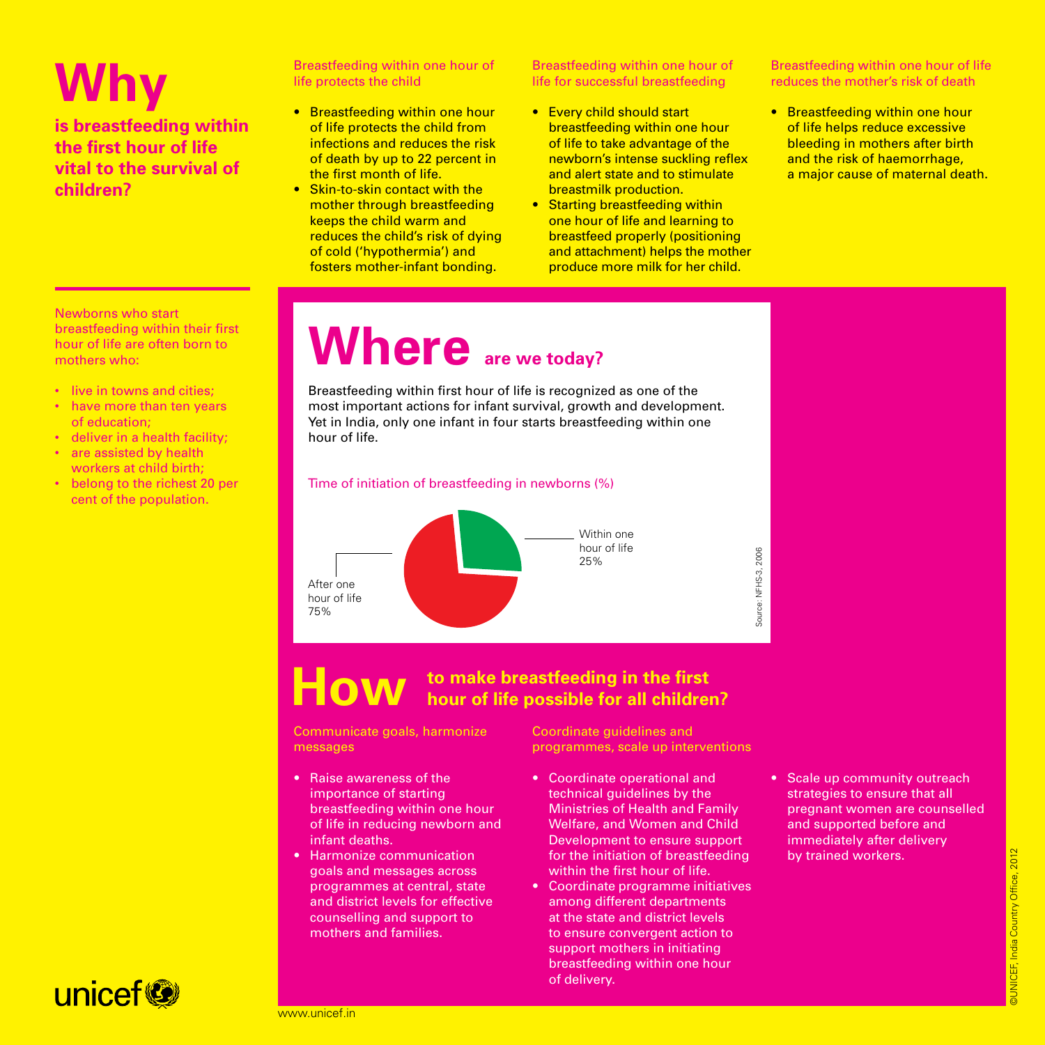# Why

## is breastfeeding within the first hour of life vital to the survival of children?

### Breastfeeding within one hour of life protects the child

- Breastfeeding within one hour of life protects the child from infections and reduces the risk of death by up to 22 percent in the first month of life.
- Skin-to-skin contact with the mother through breastfeeding keeps the child warm and reduces the child's risk of dying of cold ('hypothermia') and fosters mother-infant bonding.

### Breastfeeding within one hour of life for successful breastfeeding

- Every child should start breastfeeding within one hour of life to take advantage of the newborn's intense suckling reflex and alert state and to stimulate breastmilk production.
- Starting breastfeeding within one hour of life and learning to breastfeed properly (positioning and attachment) helps the mother produce more milk for her child.

### Breastfeeding within one hour of life reduces the mother's risk of death

- Breastfeeding within one hour of life helps reduce excessive bleeding in mothers after birth and the risk of haemorrhage, a major cause of maternal death.

Newborns who start breastfeeding within their first hour of life are often born to mothers who:

- live in towns and cities;
- have more than ten years of education;
- deliver in a health facility;
- are assisted by health workers at child birth;
- belong to the richest 20 per cent of the population.

# Where are we today?

Breastfeeding within first hour of life is recognized as one of the most important actions for infant survival, growth and development. Yet in India, only one infant in four starts breastfeeding within one hour of life.

Time of initiation of breastfeeding in newborns (%)

Within one hour of life 25%

After one hour of life 75%

Source: NFHS-3, 2006

# How to make breastfeeding in the first hour of life possible for all children?

### Communicate goals, harmonize messages

- Raise awareness of the importance of starting breastfeeding within one hour of life in reducing newborn and infant deaths.
- Harmonize communication goals and messages across programmes at central, state and district levels for effective counselling and support to mothers and families.

### Coordinate guidelines and programmes, scale up interventions

- Coordinate operational and technical guidelines by the Ministries of Health and Family Welfare, and Women and Child Development to ensure support for the initiation of breastfeeding within the first hour of life.
- Coordinate programme initiatives among different departments at the state and district levels to ensure convergent action to support mothers in initiating breastfeeding within one hour of delivery.
- Scale up community outreach strategies to ensure that all pregnant women are counselled and supported before and immediately after delivery by trained workers.

unicef

www.unicef.in

©UNICEF, India Country Office, 2012